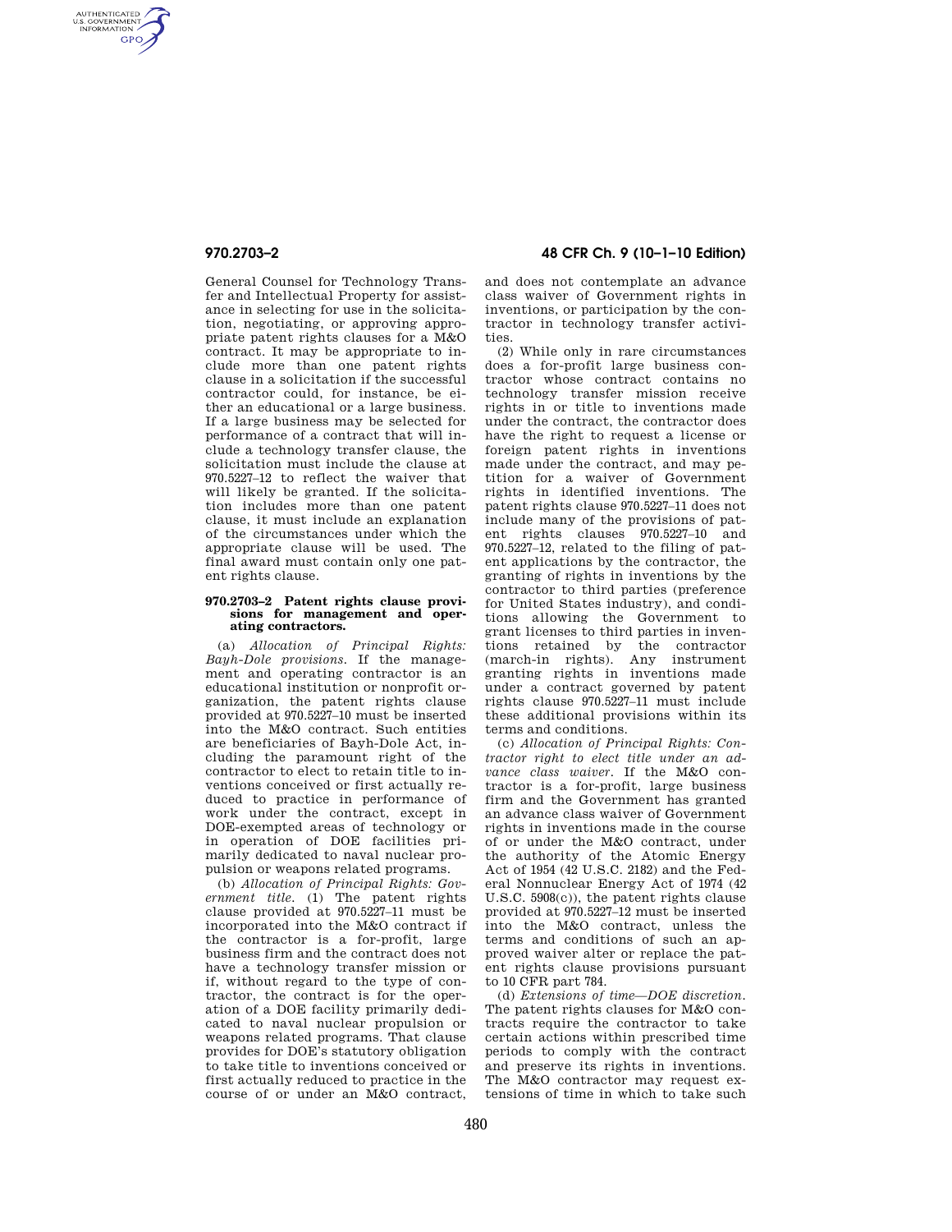General Counsel for Technology Transfer and Intellectual Property for assistance in selecting for use in the solicitation, negotiating, or approving appropriate patent rights clauses for a M&O contract. It may be appropriate to include more than one patent rights clause in a solicitation if the successful contractor could, for instance, be either an educational or a large business. If a large business may be selected for performance of a contract that will include a technology transfer clause, the solicitation must include the clause at 970.5227–12 to reflect the waiver that will likely be granted. If the solicitation includes more than one patent clause, it must include an explanation of the circumstances under which the appropriate clause will be used. The final award must contain only one patent rights clause.

### 970.2703–2 Patent rights clause provisions for management and operating contractors.

(a) *Allocation of Principal Rights: Bayh-Dole provisions.* If the management and operating contractor is an educational institution or nonprofit organization, the patent rights clause provided at 970.5227–10 must be inserted into the M&O contract. Such entities are beneficiaries of Bayh-Dole Act, including the paramount right of the contractor to elect to retain title to inventions conceived or first actually reduced to practice in performance of work under the contract, except in DOE-exempted areas of technology or in operation of DOE facilities primarily dedicated to naval nuclear propulsion or weapons related programs.

(b) *Allocation of Principal Rights: Government title.* (1) The patent rights clause provided at 970.5227–11 must be incorporated into the M&O contract if the contractor is a for-profit, large business firm and the contract does not have a technology transfer mission or if, without regard to the type of contractor, the contract is for the operation of a DOE facility primarily dedicated to naval nuclear propulsion or weapons related programs. That clause provides for DOE's statutory obligation to take title to inventions conceived or first actually reduced to practice in the course of or under an M&O contract, and does not contemplate an advance class waiver of Government rights in inventions, or participation by the contractor in technology transfer activities.

(2) While only in rare circumstances does a for-profit large business contractor whose contract contains no technology transfer mission receive rights in or title to inventions made under the contract, the contractor does have the right to request a license or foreign patent rights in inventions made under the contract, and may petition for a waiver of Government rights in identified inventions. The patent rights clause 970.5227–11 does not include many of the provisions of patent rights clauses 970.5227–10 and 970.5227–12, related to the filing of patent applications by the contractor, the granting of rights in inventions by the contractor to third parties (preference for United States industry), and conditions allowing the Government to grant licenses to third parties in inventions retained by the contractor (march-in rights). Any instrument granting rights in inventions made under a contract governed by patent rights clause 970.5227–11 must include these additional provisions within its terms and conditions.

(c) *Allocation of Principal Rights: Contractor right to elect title under an advance class waiver.* If the M&O contractor is a for-profit, large business firm and the Government has granted an advance class waiver of Government rights in inventions made in the course of or under the M&O contract, under the authority of the Atomic Energy Act of 1954 (42 U.S.C. 2182) and the Federal Nonnuclear Energy Act of 1974 (42 U.S.C. 5908(c)), the patent rights clause provided at 970.5227–12 must be inserted into the M&O contract, unless the terms and conditions of such an approved waiver alter or replace the patent rights clause provisions pursuant to 10 CFR part 784.

(d) *Extensions of time—DOE discretion.* The patent rights clauses for M&O contracts require the contractor to take certain actions within prescribed time periods to comply with the contract and preserve its rights in inventions. The M&O contractor may request extensions of time in which to take such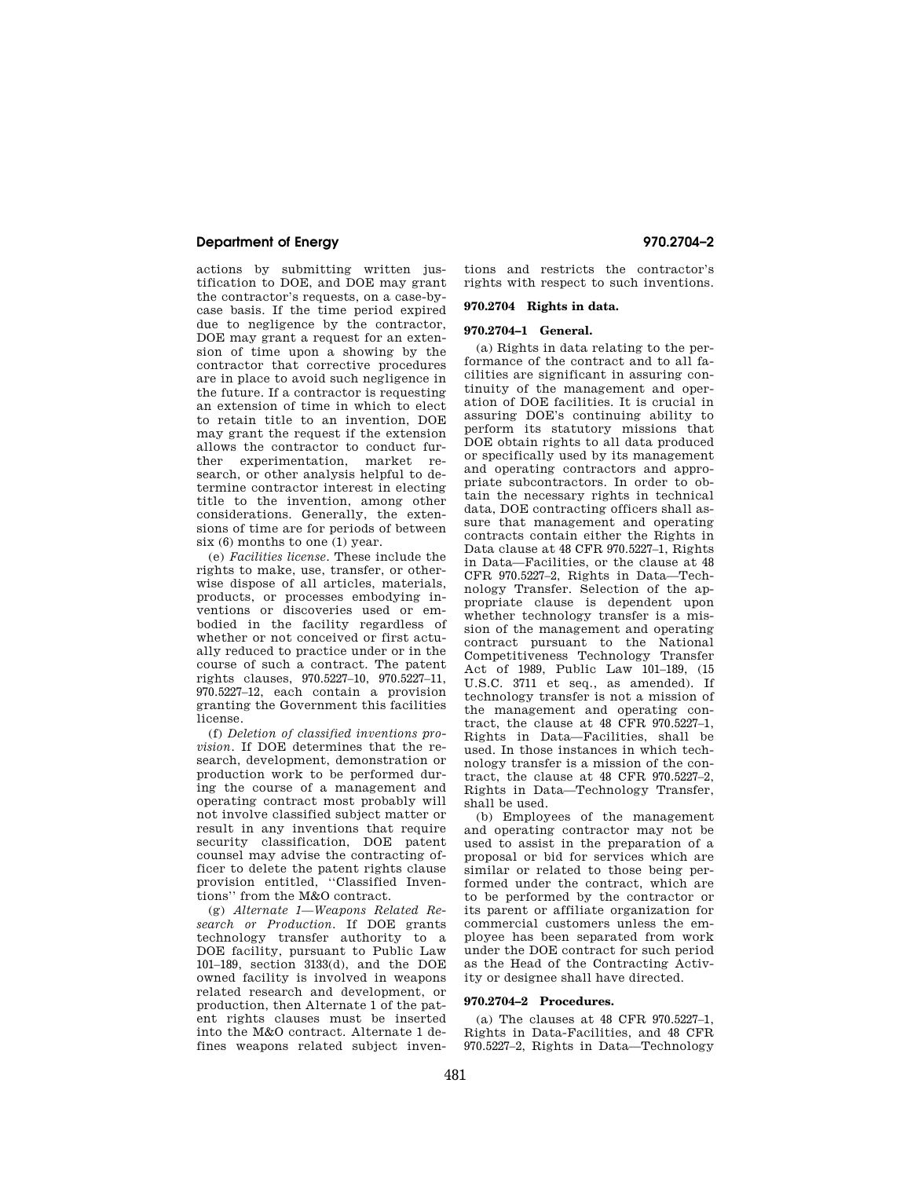actions by submitting written justification to DOE, and DOE may grant the contractor's requests, on a case-by-case basis. If the time period expired due to negligence by the contractor, DOE may grant a request for an extension of time upon a showing by the contractor that corrective procedures are in place to avoid such negligence in the future. If a contractor is requesting an extension of time in which to elect to retain title to an invention, DOE may grant the request if the extension allows the contractor to conduct further experimentation, market research, or other analysis helpful to determine contractor interest in electing title to the invention, among other considerations. Generally, the extensions of time are for periods of between six (6) months to one (1) year.

(e) *Facilities license*. These include the rights to make, use, transfer, or otherwise dispose of all articles, materials, products, or processes embodying inventions or discoveries used or embodied in the facility regardless of whether or not conceived or first actually reduced to practice under or in the course of such a contract. The patent rights clauses, 970.5227–10, 970.5227–11, 970.5227–12, each contain a provision granting the Government this facilities license.

(f) *Deletion of classified inventions provision*. If DOE determines that the research, development, demonstration or production work to be performed during the course of a management and operating contract most probably will not involve classified subject matter or result in any inventions that require security classification, DOE patent counsel may advise the contracting officer to delete the patent rights clause provision entitled, ''Classified Inventions'' from the M&O contract.

(g) *Alternate 1—Weapons Related Research or Production*. If DOE grants technology transfer authority to a DOE facility, pursuant to Public Law 101–189, section 3133(d), and the DOE owned facility is involved in weapons related research and development, or production, then Alternate 1 of the patent rights clauses must be inserted into the M&O contract. Alternate 1 defines weapons related subject inventions and restricts the contractor's rights with respect to such inventions.

### 970.2704 Rights in data.

#### 970.2704–1 General.

(a) Rights in data relating to the performance of the contract and to all facilities are significant in assuring continuity of the management and operation of DOE facilities. It is crucial in assuring DOE's continuing ability to perform its statutory missions that DOE obtain rights to all data produced or specifically used by its management and operating contractors and appropriate subcontractors. In order to obtain the necessary rights in technical data, DOE contracting officers shall assure that management and operating contracts contain either the Rights in Data clause at 48 CFR 970.5227–1, Rights in Data—Facilities, or the clause at 48 CFR 970.5227–2, Rights in Data—Technology Transfer. Selection of the appropriate clause is dependent upon whether technology transfer is a mission of the management and operating contract pursuant to the National Competitiveness Technology Transfer Act of 1989, Public Law 101–189, (15 U.S.C. 3711 et seq., as amended). If technology transfer is not a mission of the management and operating contract, the clause at 48 CFR 970.5227–1, Rights in Data—Facilities, shall be used. In those instances in which technology transfer is a mission of the contract, the clause at 48 CFR 970.5227–2, Rights in Data—Technology Transfer, shall be used.

(b) Employees of the management and operating contractor may not be used to assist in the preparation of a proposal or bid for services which are similar or related to those being performed under the contract, which are to be performed by the contractor or its parent or affiliate organization for commercial customers unless the employee has been separated from work under the DOE contract for such period as the Head of the Contracting Activity or designee shall have directed.

#### 970.2704–2 Procedures.

(a) The clauses at 48 CFR 970.5227–1, Rights in Data-Facilities, and 48 CFR 970.5227–2, Rights in Data—Technology